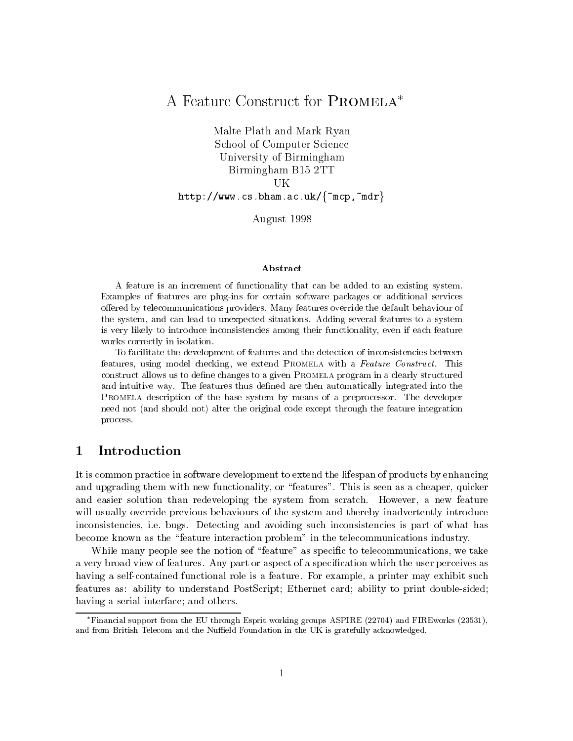# A Feature Construct for Promela*

Malte Plath and Mark Ryan
School of Computer Science
University of Birmingham
Birmingham B15 2TT
UK
http://www.cs.bham.ac.uk/{~mcp,~mdr}

August 1998

### Abstract

A feature is an increment of functionality that can be added to an existing system. Examples of features are plug-ins for certain software packages or additional services offered by telecommunications providers. Many features override the default behaviour of the system, and can lead to unexpected situations. Adding several features to a system is very likely to introduce inconsistencies among their functionality, even if each feature works correctly in isolation.

To facilitate the development of features and the detection of inconsistencies between features, using model checking, we extend Promela with a *Feature Construct*. This construct allows us to define changes to a given Promela program in a clearly structured and intuitive way. The features thus defined are then automatically integrated into the Promela description of the base system by means of a preprocessor. The developer need not (and should not) alter the original code except through the feature integration process.

## 1 Introduction

It is common practice in software development to extend the lifespan of products by enhancing and upgrading them with new functionality, or "features". This is seen as a cheaper, quicker and easier solution than redeveloping the system from scratch. However, a new feature will usually override previous behaviours of the system and thereby inadvertently introduce inconsistencies, i.e. bugs. Detecting and avoiding such inconsistencies is part of what has become known as the "feature interaction problem" in the telecommunications industry.

While many people see the notion of "feature" as specific to telecommunications, we take a very broad view of features. Any part or aspect of a specification which the user perceives as having a self-contained functional role is a feature. For example, a printer may exhibit such features as: ability to understand PostScript; Ethernet card; ability to print double-sided; having a serial interface; and others.

*Financial support from the EU through Esprit working groups ASPIRE (22704) and FIREworks (23531), and from British Telecom and the Nuffield Foundation in the UK is gratefully acknowledged.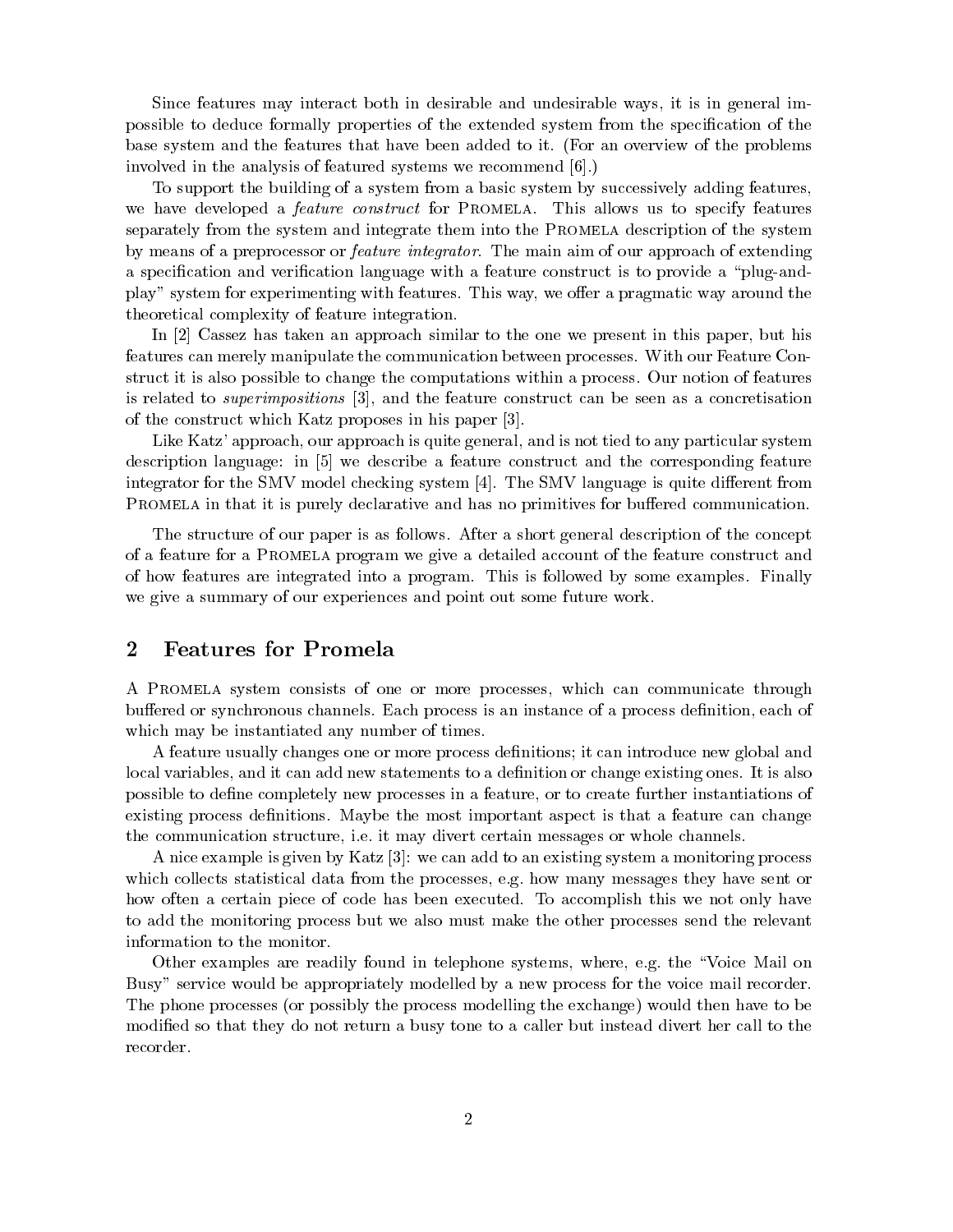Since features may interact both in desirable and undesirable ways, it is in general impossible to deduce formally properties of the extended system from the specification of the base system and the features that have been added to it. (For an overview of the problems involved in the analysis of featured systems we recommend [6].)

To support the building of a system from a basic system by successively adding features, we have developed a *feature construct* for Promela. This allows us to specify features separately from the system and integrate them into the Promela description of the system by means of a preprocessor or *feature integrator*. The main aim of our approach of extending a specification and verification language with a feature construct is to provide a "plug-and-play" system for experimenting with features. This way, we offer a pragmatic way around the theoretical complexity of feature integration.

In [2] Cassez has taken an approach similar to the one we present in this paper, but his features can merely manipulate the communication between processes. With our Feature Construct it is also possible to change the computations within a process. Our notion of features is related to *superimpositions* [3], and the feature construct can be seen as a concretisation of the construct which Katz proposes in his paper [3].

Like Katz' approach, our approach is quite general, and is not tied to any particular system description language: in [5] we describe a feature construct and the corresponding feature integrator for the SMV model checking system [4]. The SMV language is quite different from Promela in that it is purely declarative and has no primitives for buffered communication.

The structure of our paper is as follows. After a short general description of the concept of a feature for a Promela program we give a detailed account of the feature construct and of how features are integrated into a program. This is followed by some examples. Finally we give a summary of our experiences and point out some future work.

## 2 Features for Promela

A Promela system consists of one or more processes, which can communicate through buffered or synchronous channels. Each process is an instance of a process definition, each of which may be instantiated any number of times.

A feature usually changes one or more process definitions; it can introduce new global and local variables, and it can add new statements to a definition or change existing ones. It is also possible to define completely new processes in a feature, or to create further instantiations of existing process definitions. Maybe the most important aspect is that a feature can change the communication structure, i.e. it may divert certain messages or whole channels.

A nice example is given by Katz [3]: we can add to an existing system a monitoring process which collects statistical data from the processes, e.g. how many messages they have sent or how often a certain piece of code has been executed. To accomplish this we not only have to add the monitoring process but we also must make the other processes send the relevant information to the monitor.

Other examples are readily found in telephone systems, where, e.g. the "Voice Mail on Busy" service would be appropriately modelled by a new process for the voice mail recorder. The phone processes (or possibly the process modelling the exchange) would then have to be modified so that they do not return a busy tone to a caller but instead divert her call to the recorder.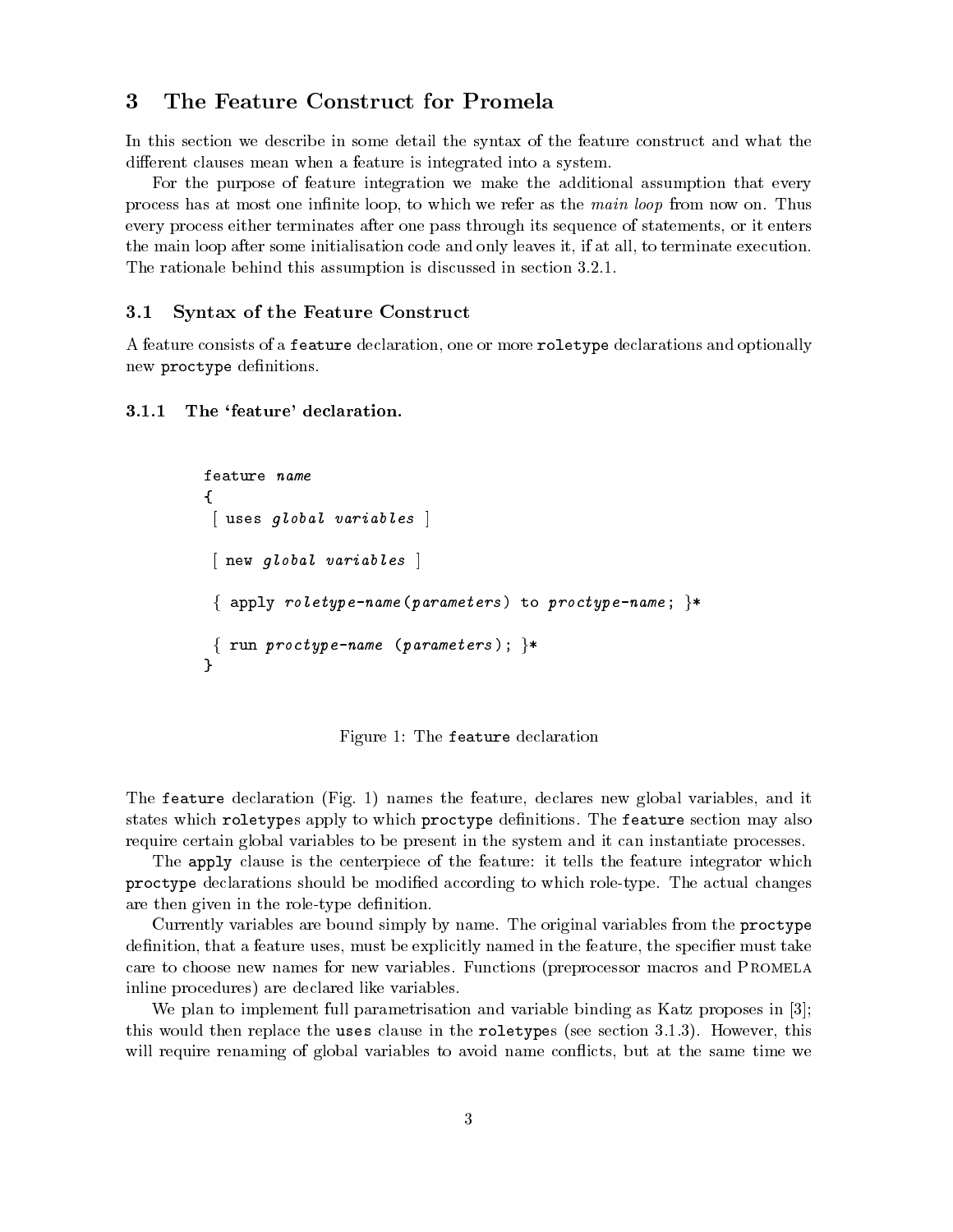## 3 The Feature Construct for Promela

In this section we describe in some detail the syntax of the feature construct and what the different clauses mean when a feature is integrated into a system.

For the purpose of feature integration we make the additional assumption that every process has at most one infinite loop, to which we refer as the *main loop* from now on. Thus every process either terminates after one pass through its sequence of statements, or it enters the main loop after some initialisation code and only leaves it, if at all, to terminate execution. The rationale behind this assumption is discussed in section 3.2.1.

### 3.1 Syntax of the Feature Construct

A feature consists of a `feature` declaration, one or more `roletype` declarations and optionally new `proctype` definitions.

#### 3.1.1 The 'feature' declaration.

```
feature name
{
 [ uses global variables ]

 [ new global variables ]

 { apply roletype-name(parameters) to proctype-name; }*

 { run proctype-name (parameters); }*
}
```

Figure 1: The `feature` declaration

The `feature` declaration (Fig. 1) names the feature, declares new global variables, and it states which `roletype`s apply to which `proctype` definitions. The `feature` section may also require certain global variables to be present in the system and it can instantiate processes.

The `apply` clause is the centerpiece of the feature: it tells the feature integrator which `proctype` declarations should be modified according to which role-type. The actual changes are then given in the role-type definition.

Currently variables are bound simply by name. The original variables from the `proctype` definition, that a feature uses, must be explicitly named in the feature, the specifier must take care to choose new names for new variables. Functions (preprocessor macros and Promela inline procedures) are declared like variables.

We plan to implement full parametrisation and variable binding as Katz proposes in [3]; this would then replace the `uses` clause in the `roletype`s (see section 3.1.3). However, this will require renaming of global variables to avoid name conflicts, but at the same time we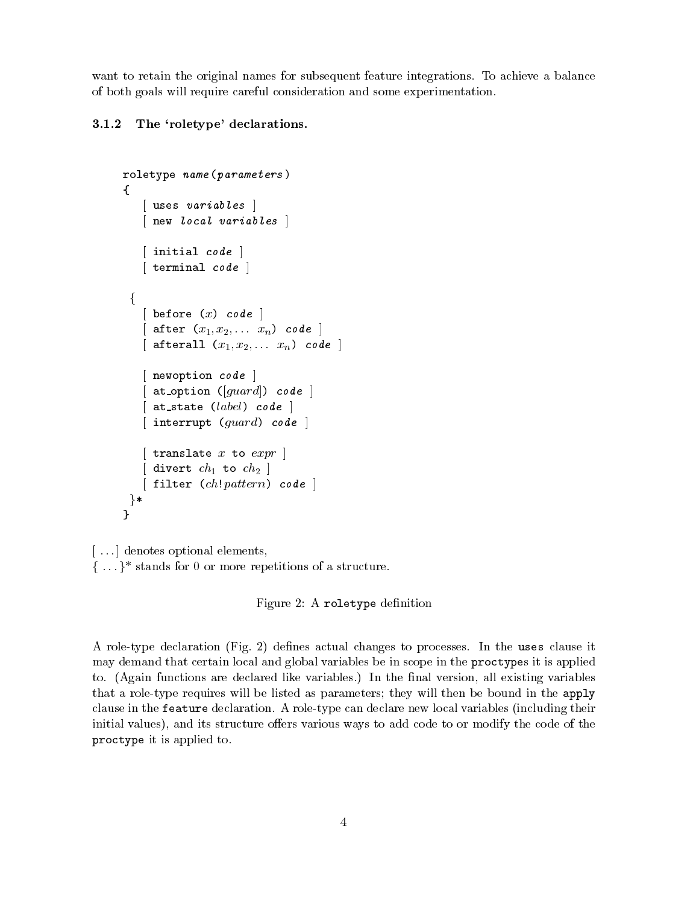want to retain the original names for subsequent feature integrations. To achieve a balance of both goals will require careful consideration and some experimentation.

### 3.1.2 The 'roletype' declarations.

```
roletype name(parameters)
{
   [ uses variables ]
   [ new local variables ]

   [ initial code ]
   [ terminal code ]

 {
   [ before (x) code ]
   [ after (x1, x2, ... xn) code ]
   [ afterall (x1, x2, ... xn) code ]

   [ newoption code ]
   [ at_option ([guard]) code ]
   [ at_state (label) code ]
   [ interrupt (guard) code ]

   [ translate x to expr ]
   [ divert ch1 to ch2 ]
   [ filter (ch!pattern) code ]
 }*
}
```

[ ...] denotes optional elements,
{ ...}* stands for 0 or more repetitions of a structure.

Figure 2: A `roletype` definition

A role-type declaration (Fig. 2) defines actual changes to processes. In the `uses` clause it may demand that certain local and global variables be in scope in the `proctype`s it is applied to. (Again functions are declared like variables.) In the final version, all existing variables that a role-type requires will be listed as parameters; they will then be bound in the `apply` clause in the `feature` declaration. A role-type can declare new local variables (including their initial values), and its structure offers various ways to add code to or modify the code of the `proctype` it is applied to.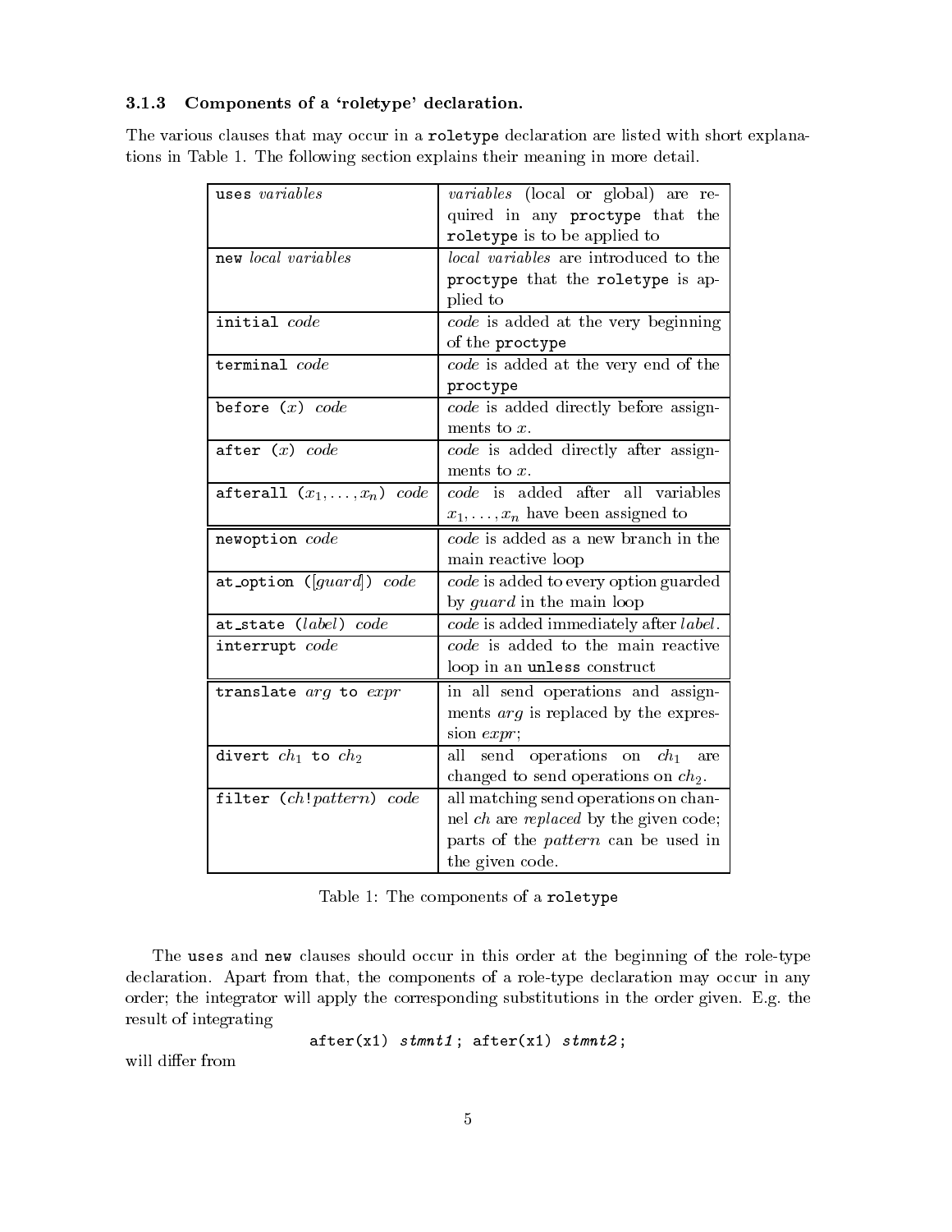### 3.1.3 Components of a 'roletype' declaration.

The various clauses that may occur in a `roletype` declaration are listed with short explanations in Table 1. The following section explains their meaning in more detail.

| | |
|---|---|
| `uses` *variables* | *variables* (local or global) are required in any `proctype` that the `roletype` is to be applied to |
| `new` *local variables* | *local variables* are introduced to the `proctype` that the `roletype` is applied to |
| `initial` *code* | *code* is added at the very beginning of the `proctype` |
| `terminal` *code* | *code* is added at the very end of the `proctype` |
| `before` $(x)$ *code* | *code* is added directly before assignments to $x$. |
| `after` $(x)$ *code* | *code* is added directly after assignments to $x$. |
| `afterall` $(x_1, \ldots, x_n)$ *code* | *code* is added after all variables $x_1, \ldots, x_n$ have been assigned to |
| `newoption` *code* | *code* is added as a new branch in the main reactive loop |
| `at_option` ([*guard*]) *code* | *code* is added to every option guarded by *guard* in the main loop |
| `at_state` (*label*) *code* | *code* is added immediately after *label*. |
| `interrupt` *code* | *code* is added to the main reactive loop in an `unless` construct |
| `translate` *arg* `to` *expr* | in all send operations and assignments *arg* is replaced by the expression *expr*; |
| `divert` $ch_1$ `to` $ch_2$ | all send operations on $ch_1$ are changed to send operations on $ch_2$. |
| `filter` ($ch$!*pattern*) *code* | all matching send operations on channel *ch* are *replaced* by the given code; parts of the *pattern* can be used in the given code. |

Table 1: The components of a `roletype`

The `uses` and `new` clauses should occur in this order at the beginning of the role-type declaration. Apart from that, the components of a role-type declaration may occur in any order; the integrator will apply the corresponding substitutions in the order given. E.g. the result of integrating

```
after(x1) stmnt1; after(x1) stmnt2;
```

will differ from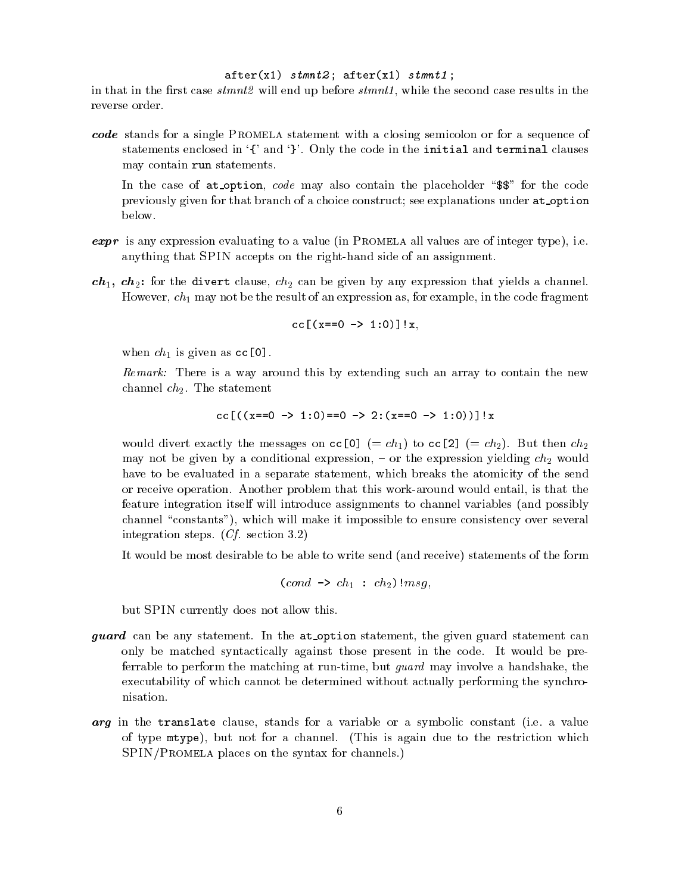```
after(x1) stmnt2; after(x1) stmnt1;
```

in that in the first case *stmnt2* will end up before *stmnt1*, while the second case results in the reverse order.

***code*** stands for a single PROMELA statement with a closing semicolon or for a sequence of statements enclosed in '{' and '}'. Only the code in the `initial` and `terminal` clauses may contain `run` statements.

In the case of `at_option`, *code* may also contain the placeholder "`$$`" for the code previously given for that branch of a choice construct; see explanations under `at_option` below.

***expr*** is any expression evaluating to a value (in PROMELA all values are of integer type), i.e. anything that SPIN accepts on the right-hand side of an assignment.

***$ch_1$*, *$ch_2$*:** for the `divert` clause, $ch_2$ can be given by any expression that yields a channel. However, $ch_1$ may not be the result of an expression as, for example, in the code fragment

```
cc[(x==0 -> 1:0)]!x,
```

when $ch_1$ is given as `cc[0]`.

*Remark:* There is a way around this by extending such an array to contain the new channel $ch_2$. The statement

```
cc[((x==0 -> 1:0)==0 -> 2:(x==0 -> 1:0))]!x
```

would divert exactly the messages on `cc[0]` (= $ch_1$) to `cc[2]` (= $ch_2$). But then $ch_2$ may not be given by a conditional expression, – or the expression yielding $ch_2$ would have to be evaluated in a separate statement, which breaks the atomicity of the send or receive operation. Another problem that this work-around would entail, is that the feature integration itself will introduce assignments to channel variables (and possibly channel "constants"), which will make it impossible to ensure consistency over several integration steps. (*Cf.* section 3.2)

It would be most desirable to be able to write send (and receive) statements of the form

(*cond* `->` $ch_1$ `:` $ch_2$)`!`*msg*,

but SPIN currently does not allow this.

***guard*** can be any statement. In the `at_option` statement, the given guard statement can only be matched syntactically against those present in the code. It would be preferrable to perform the matching at run-time, but *guard* may involve a handshake, the executability of which cannot be determined without actually performing the synchronisation.

***arg*** in the `translate` clause, stands for a variable or a symbolic constant (i.e. a value of type `mtype`), but not for a channel. (This is again due to the restriction which SPIN/PROMELA places on the syntax for channels.)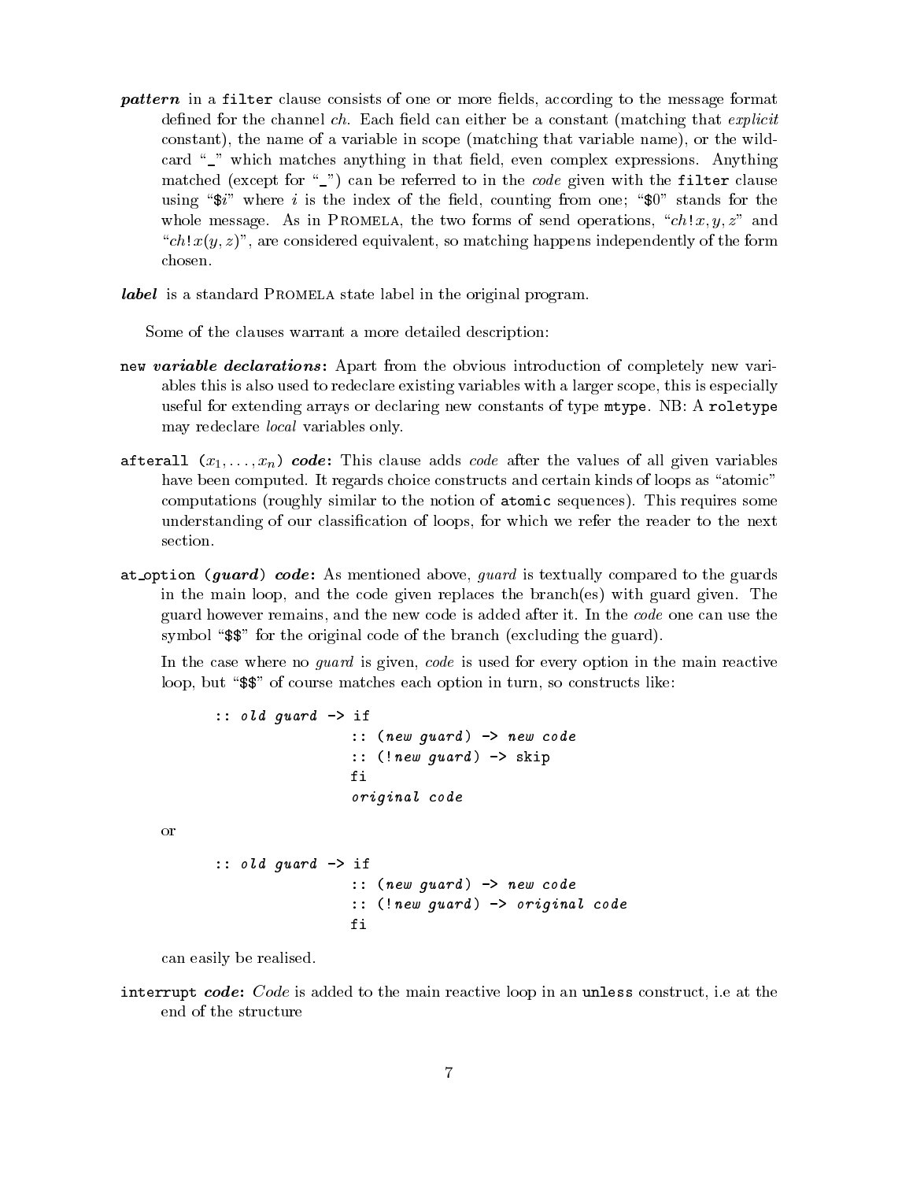***pattern*** in a `filter` clause consists of one or more fields, according to the message format defined for the channel *ch*. Each field can either be a constant (matching that *explicit* constant), the name of a variable in scope (matching that variable name), or the wildcard "`_`" which matches anything in that field, even complex expressions. Anything matched (except for "`_`") can be referred to in the *code* given with the `filter` clause using "\$*i*" where *i* is the index of the field, counting from one; "\$0" stands for the whole message. As in PROMELA, the two forms of send operations, "$ch!x, y, z$" and "$ch!x(y, z)$", are considered equivalent, so matching happens independently of the form chosen.

***label*** is a standard PROMELA state label in the original program.

Some of the clauses warrant a more detailed description:

**`new` *variable declarations*:** Apart from the obvious introduction of completely new variables this is also used to redeclare existing variables with a larger scope, this is especially useful for extending arrays or declaring new constants of type `mtype`. NB: A `roletype` may redeclare *local* variables only.

**`afterall` $(x_1, \ldots, x_n)$ *code*:** This clause adds *code* after the values of all given variables have been computed. It regards choice constructs and certain kinds of loops as "atomic" computations (roughly similar to the notion of `atomic` sequences). This requires some understanding of our classification of loops, for which we refer the reader to the next section.

**`at_option` (*guard*) *code*:** As mentioned above, *guard* is textually compared to the guards in the main loop, and the code given replaces the branch(es) with guard given. The guard however remains, and the new code is added after it. In the *code* one can use the symbol "\$\$" for the original code of the branch (excluding the guard).

In the case where no *guard* is given, *code* is used for every option in the main reactive loop, but "\$\$" of course matches each option in turn, so constructs like:

```
:: old guard -> if
                :: (new guard) -> new code
                :: (!new guard) -> skip
                fi
                original code
```

or

```
:: old guard -> if
                :: (new guard) -> new code
                :: (!new guard) -> original code
                fi
```

can easily be realised.

**`interrupt` *code*:** *Code* is added to the main reactive loop in an `unless` construct, i.e at the end of the structure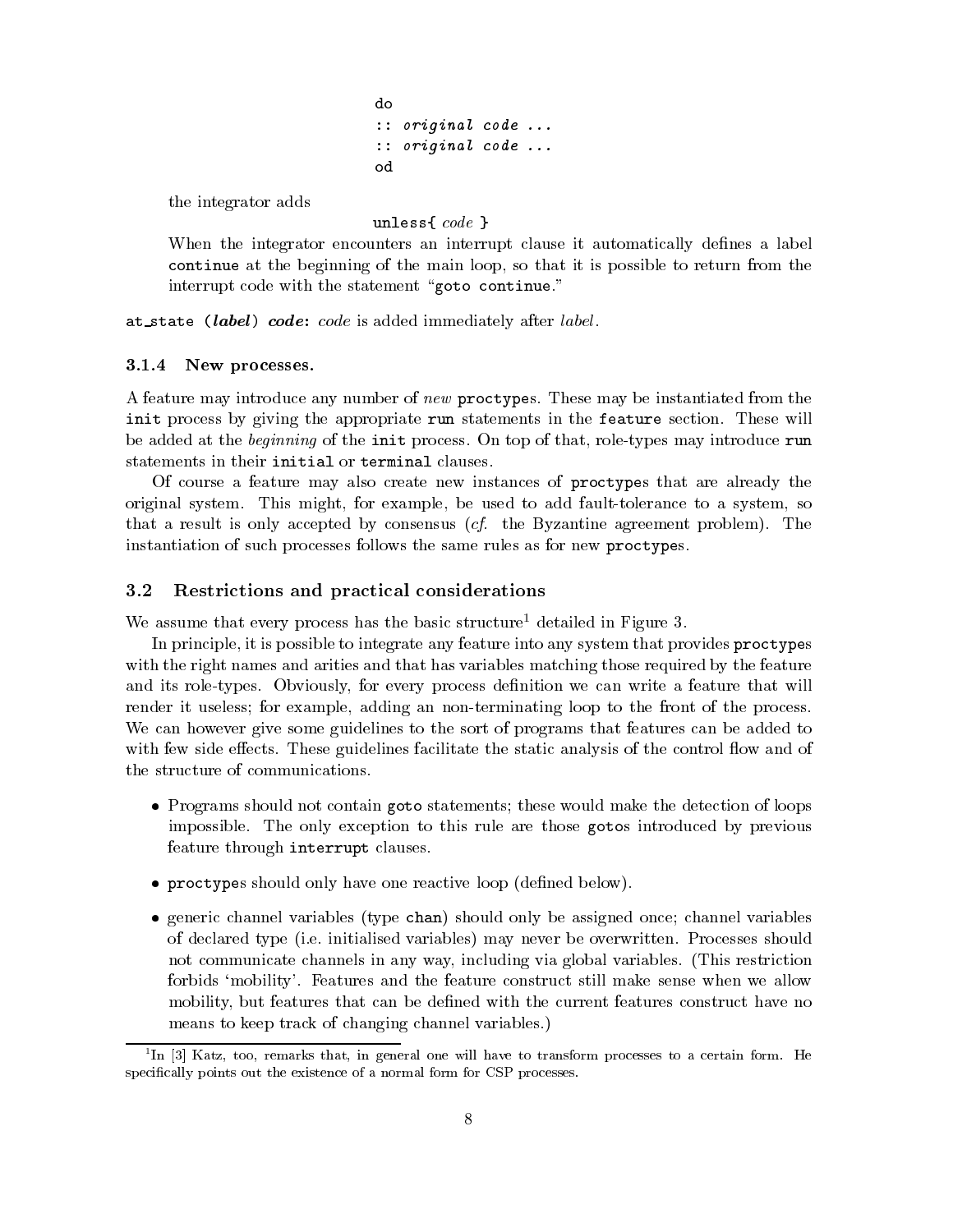```
do
:: original code ...
:: original code ...
od
```

the integrator adds

```
unless{ code }
```

When the integrator encounters an interrupt clause it automatically defines a label `continue` at the beginning of the main loop, so that it is possible to return from the interrupt code with the statement "`goto continue`."

`at_state` **(*label*)** ***code*:** *code* is added immediately after *label*.

### 3.1.4 New processes.

A feature may introduce any number of *new* `proctype`s. These may be instantiated from the `init` process by giving the appropriate `run` statements in the `feature` section. These will be added at the *beginning* of the `init` process. On top of that, role-types may introduce `run` statements in their `initial` or `terminal` clauses.

Of course a feature may also create new instances of `proctype`s that are already the original system. This might, for example, be used to add fault-tolerance to a system, so that a result is only accepted by consensus (*cf.* the Byzantine agreement problem). The instantiation of such processes follows the same rules as for new `proctype`s.

## 3.2 Restrictions and practical considerations

We assume that every process has the basic structure[1] detailed in Figure 3.

In principle, it is possible to integrate any feature into any system that provides `proctype`s with the right names and arities and that has variables matching those required by the feature and its role-types. Obviously, for every process definition we can write a feature that will render it useless; for example, adding an non-terminating loop to the front of the process. We can however give some guidelines to the sort of programs that features can be added to with few side effects. These guidelines facilitate the static analysis of the control flow and of the structure of communications.

- Programs should not contain `goto` statements; these would make the detection of loops impossible. The only exception to this rule are those `goto`s introduced by previous feature through `interrupt` clauses.
- `proctype`s should only have one reactive loop (defined below).
- generic channel variables (type `chan`) should only be assigned once; channel variables of declared type (i.e. initialised variables) may never be overwritten. Processes should not communicate channels in any way, including via global variables. (This restriction forbids 'mobility'. Features and the feature construct still make sense when we allow mobility, but features that can be defined with the current features construct have no means to keep track of changing channel variables.)

---

[1] In [3] Katz, too, remarks that, in general one will have to transform processes to a certain form. He specifically points out the existence of a normal form for CSP processes.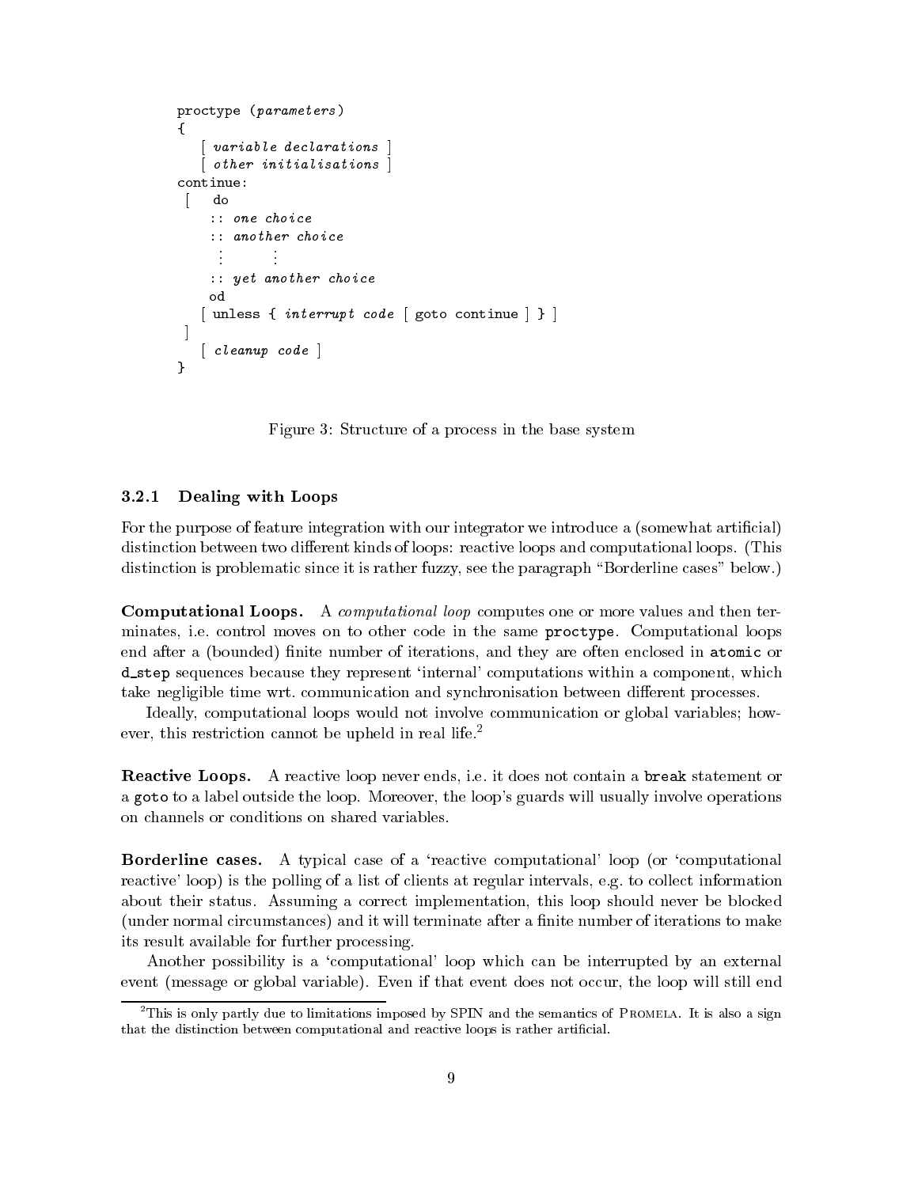```
proctype (parameters)
{
   [ variable declarations ]
   [ other initialisations ]
continue:
 [   do
     :: one choice
     :: another choice
      ⋮       ⋮
     :: yet another choice
    od
   [ unless { interrupt code [ goto continue ] } ]
 ]
   [ cleanup code ]
}
```

Figure 3: Structure of a process in the base system

### 3.2.1 Dealing with Loops

For the purpose of feature integration with our integrator we introduce a (somewhat artificial) distinction between two different kinds of loops: reactive loops and computational loops. (This distinction is problematic since it is rather fuzzy, see the paragraph "Borderline cases" below.)

**Computational Loops.** A *computational loop* computes one or more values and then terminates, i.e. control moves on to other code in the same `proctype`. Computational loops end after a (bounded) finite number of iterations, and they are often enclosed in `atomic` or `d_step` sequences because they represent 'internal' computations within a component, which take negligible time wrt. communication and synchronisation between different processes.

Ideally, computational loops would not involve communication or global variables; however, this restriction cannot be upheld in real life.[2]

**Reactive Loops.** A reactive loop never ends, i.e. it does not contain a `break` statement or a `goto` to a label outside the loop. Moreover, the loop's guards will usually involve operations on channels or conditions on shared variables.

**Borderline cases.** A typical case of a 'reactive computational' loop (or 'computational reactive' loop) is the polling of a list of clients at regular intervals, e.g. to collect information about their status. Assuming a correct implementation, this loop should never be blocked (under normal circumstances) and it will terminate after a finite number of iterations to make its result available for further processing.

Another possibility is a 'computational' loop which can be interrupted by an external event (message or global variable). Even if that event does not occur, the loop will still end

[2] This is only partly due to limitations imposed by SPIN and the semantics of PROMELA. It is also a sign that the distinction between computational and reactive loops is rather artificial.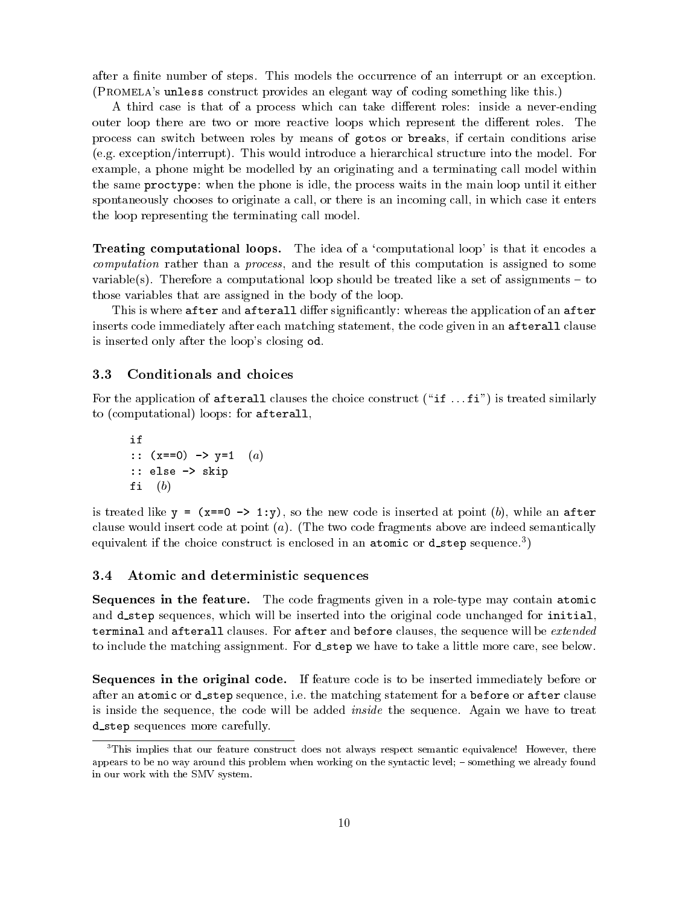after a finite number of steps. This models the occurrence of an interrupt or an exception. (PROMELA's `unless` construct provides an elegant way of coding something like this.)

A third case is that of a process which can take different roles: inside a never-ending outer loop there are two or more reactive loops which represent the different roles. The process can switch between roles by means of `goto`s or `break`s, if certain conditions arise (e.g. exception/interrupt). This would introduce a hierarchical structure into the model. For example, a phone might be modelled by an originating and a terminating call model within the same `proctype`: when the phone is idle, the process waits in the main loop until it either spontaneously chooses to originate a call, or there is an incoming call, in which case it enters the loop representing the terminating call model.

**Treating computational loops.** The idea of a 'computational loop' is that it encodes a *computation* rather than a *process*, and the result of this computation is assigned to some variable(s). Therefore a computational loop should be treated like a set of assignments – to those variables that are assigned in the body of the loop.

This is where `after` and `afterall` differ significantly: whereas the application of an `after` inserts code immediately after each matching statement, the code given in an `afterall` clause is inserted only after the loop's closing `od`.

### 3.3 Conditionals and choices

For the application of `afterall` clauses the choice construct ("`if` ... `fi`") is treated similarly to (computational) loops: for `afterall`,

```
if
:: (x==0) -> y=1   (a)
:: else -> skip
fi   (b)
```

is treated like `y = (x==0 -> 1:y)`, so the new code is inserted at point (*b*), while an `after` clause would insert code at point (*a*). (The two code fragments above are indeed semantically equivalent if the choice construct is enclosed in an `atomic` or `d_step` sequence.[3])

### 3.4 Atomic and deterministic sequences

**Sequences in the feature.** The code fragments given in a role-type may contain `atomic` and `d_step` sequences, which will be inserted into the original code unchanged for `initial`, `terminal` and `afterall` clauses. For `after` and `before` clauses, the sequence will be *extended* to include the matching assignment. For `d_step` we have to take a little more care, see below.

**Sequences in the original code.** If feature code is to be inserted immediately before or after an `atomic` or `d_step` sequence, i.e. the matching statement for a `before` or `after` clause is inside the sequence, the code will be added *inside* the sequence. Again we have to treat `d_step` sequences more carefully.

[3] This implies that our feature construct does not always respect semantic equivalence! However, there appears to be no way around this problem when working on the syntactic level; – something we already found in our work with the SMV system.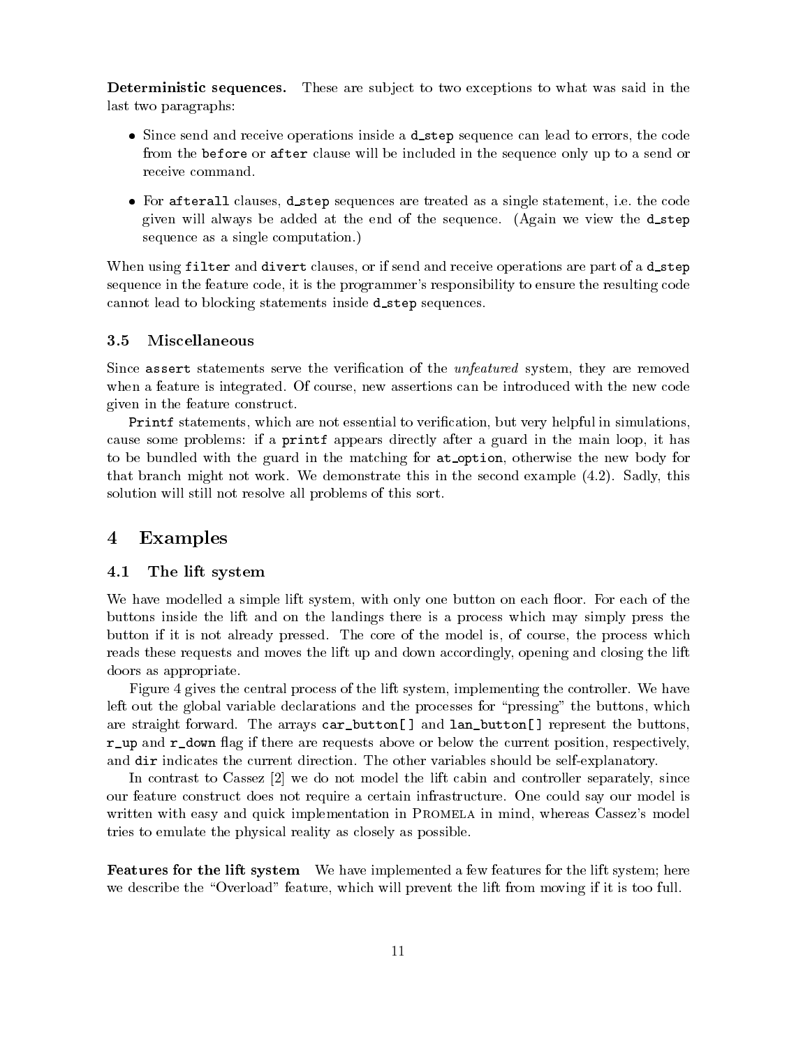**Deterministic sequences.** These are subject to two exceptions to what was said in the last two paragraphs:

- Since send and receive operations inside a `d_step` sequence can lead to errors, the code from the `before` or `after` clause will be included in the sequence only up to a send or receive command.
- For `afterall` clauses, `d_step` sequences are treated as a single statement, i.e. the code given will always be added at the end of the sequence. (Again we view the `d_step` sequence as a single computation.)

When using `filter` and `divert` clauses, or if send and receive operations are part of a `d_step` sequence in the feature code, it is the programmer's responsibility to ensure the resulting code cannot lead to blocking statements inside `d_step` sequences.

### 3.5 Miscellaneous

Since `assert` statements serve the verification of the *unfeatured* system, they are removed when a feature is integrated. Of course, new assertions can be introduced with the new code given in the feature construct.

`Printf` statements, which are not essential to verification, but very helpful in simulations, cause some problems: if a `printf` appears directly after a guard in the main loop, it has to be bundled with the guard in the matching for `at_option`, otherwise the new body for that branch might not work. We demonstrate this in the second example (4.2). Sadly, this solution will still not resolve all problems of this sort.

## 4 Examples

### 4.1 The lift system

We have modelled a simple lift system, with only one button on each floor. For each of the buttons inside the lift and on the landings there is a process which may simply press the button if it is not already pressed. The core of the model is, of course, the process which reads these requests and moves the lift up and down accordingly, opening and closing the lift doors as appropriate.

Figure 4 gives the central process of the lift system, implementing the controller. We have left out the global variable declarations and the processes for "pressing" the buttons, which are straight forward. The arrays `car_button[]` and `lan_button[]` represent the buttons, `r_up` and `r_down` flag if there are requests above or below the current position, respectively, and `dir` indicates the current direction. The other variables should be self-explanatory.

In contrast to Cassez [2] we do not model the lift cabin and controller separately, since our feature construct does not require a certain infrastructure. One could say our model is written with easy and quick implementation in Promela in mind, whereas Cassez's model tries to emulate the physical reality as closely as possible.

**Features for the lift system** We have implemented a few features for the lift system; here we describe the "Overload" feature, which will prevent the lift from moving if it is too full.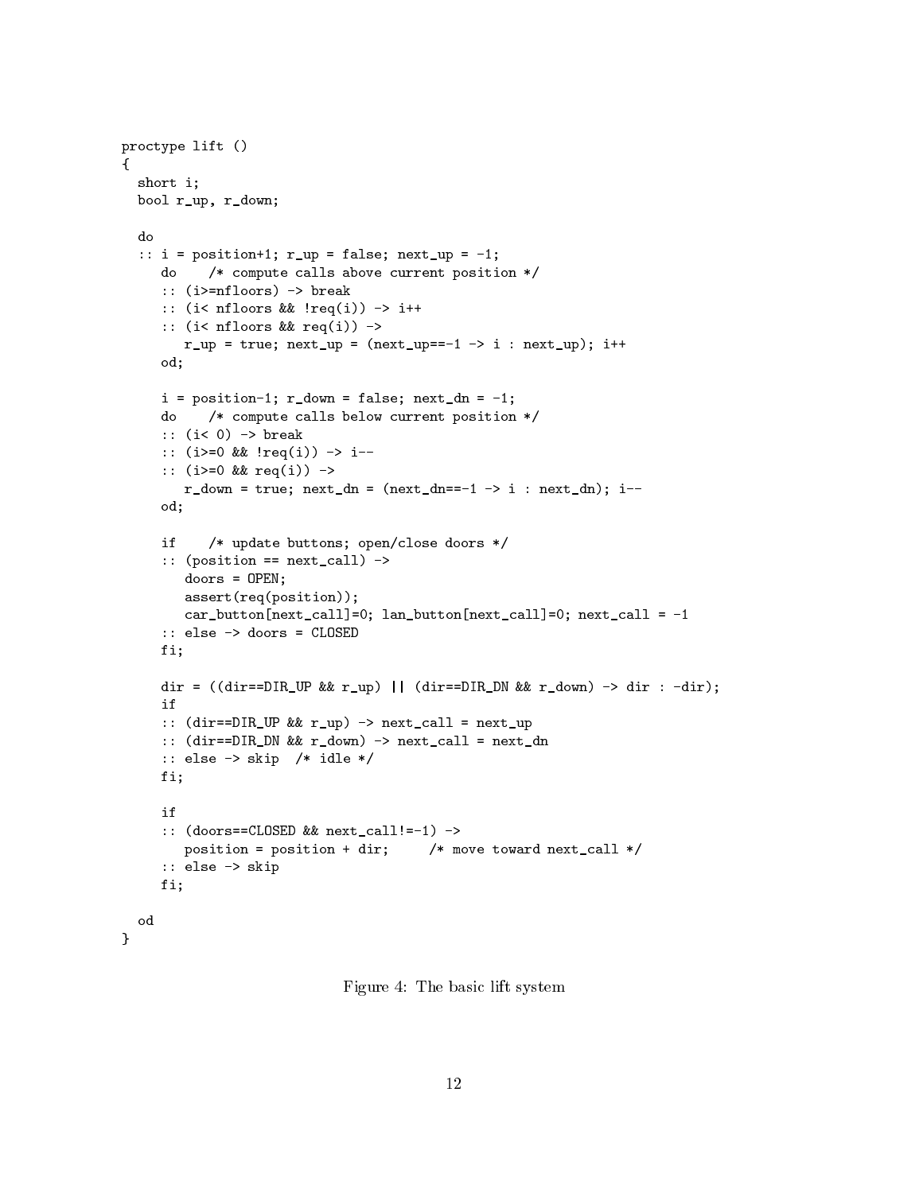```
proctype lift ()
{
  short i;
  bool r_up, r_down;

  do
  :: i = position+1; r_up = false; next_up = -1;
     do    /* compute calls above current position */
     :: (i>=nfloors) -> break
     :: (i< nfloors && !req(i)) -> i++
     :: (i< nfloors && req(i)) ->
        r_up = true; next_up = (next_up==-1 -> i : next_up); i++
     od;

     i = position-1; r_down = false; next_dn = -1;
     do    /* compute calls below current position */
     :: (i< 0) -> break
     :: (i>=0 && !req(i)) -> i--
     :: (i>=0 && req(i)) ->
        r_down = true; next_dn = (next_dn==-1 -> i : next_dn); i--
     od;

     if    /* update buttons; open/close doors */
     :: (position == next_call) ->
        doors = OPEN;
        assert(req(position));
        car_button[next_call]=0; lan_button[next_call]=0; next_call = -1
     :: else -> doors = CLOSED
     fi;

     dir = ((dir==DIR_UP && r_up) || (dir==DIR_DN && r_down) -> dir : -dir);
     if
     :: (dir==DIR_UP && r_up) -> next_call = next_up
     :: (dir==DIR_DN && r_down) -> next_call = next_dn
     :: else -> skip  /* idle */
     fi;

     if
     :: (doors==CLOSED && next_call!=-1) ->
        position = position + dir;     /* move toward next_call */
     :: else -> skip
     fi;

  od
}
```

Figure 4: The basic lift system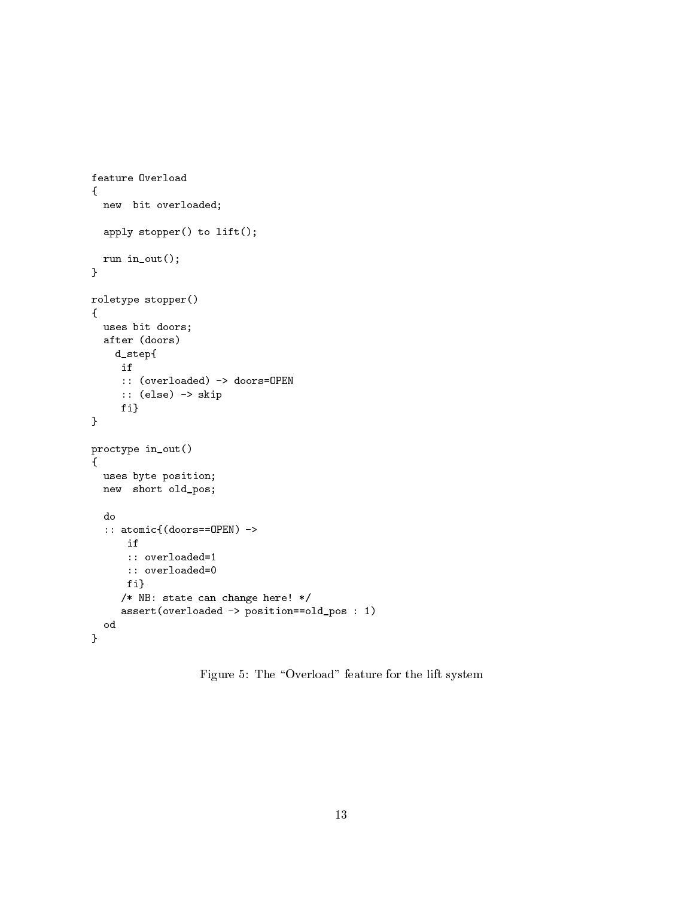```
feature Overload
{
  new  bit overloaded;

  apply stopper() to lift();

  run in_out();
}

roletype stopper()
{
  uses bit doors;
  after (doors)
    d_step{
     if
     :: (overloaded) -> doors=OPEN
     :: (else) -> skip
     fi}
}

proctype in_out()
{
  uses byte position;
  new  short old_pos;

  do
  :: atomic{(doors==OPEN) ->
      if
      :: overloaded=1
      :: overloaded=0
      fi}
     /* NB: state can change here! */
     assert(overloaded -> position==old_pos : 1)
  od
}
```

Figure 5: The "Overload" feature for the lift system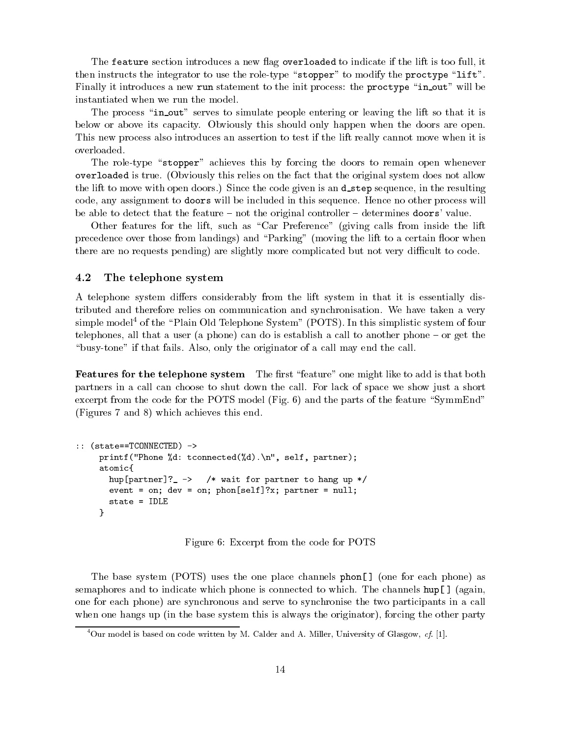The feature section introduces a new flag overloaded to indicate if the lift is too full, it then instructs the integrator to use the role-type "stopper" to modify the proctype "lift". Finally it introduces a new run statement to the init process: the proctype "in_out" will be instantiated when we run the model.

The process "in_out" serves to simulate people entering or leaving the lift so that it is below or above its capacity. Obviously this should only happen when the doors are open. This new process also introduces an assertion to test if the lift really cannot move when it is overloaded.

The role-type "stopper" achieves this by forcing the doors to remain open whenever overloaded is true. (Obviously this relies on the fact that the original system does not allow the lift to move with open doors.) Since the code given is an d_step sequence, in the resulting code, any assignment to doors will be included in this sequence. Hence no other process will be able to detect that the feature – not the original controller – determines doors' value.

Other features for the lift, such as "Car Preference" (giving calls from inside the lift precedence over those from landings) and "Parking" (moving the lift to a certain floor when there are no requests pending) are slightly more complicated but not very difficult to code.

## 4.2 The telephone system

A telephone system differs considerably from the lift system in that it is essentially distributed and therefore relies on communication and synchronisation. We have taken a very simple model[4] of the "Plain Old Telephone System" (POTS). In this simplistic system of four telephones, all that a user (a phone) can do is establish a call to another phone – or get the "busy-tone" if that fails. Also, only the originator of a call may end the call.

**Features for the telephone system** The first "feature" one might like to add is that both partners in a call can choose to shut down the call. For lack of space we show just a short excerpt from the code for the POTS model (Fig. 6) and the parts of the feature "SymmEnd" (Figures 7 and 8) which achieves this end.

```
:: (state==TCONNECTED) ->
     printf("Phone %d: tconnected(%d).\n", self, partner);
     atomic{
       hup[partner]?_ ->   /* wait for partner to hang up */
       event = on; dev = on; phon[self]?x; partner = null;
       state = IDLE
     }
```

Figure 6: Excerpt from the code for POTS

The base system (POTS) uses the one place channels phon[] (one for each phone) as semaphores and to indicate which phone is connected to which. The channels hup[] (again, one for each phone) are synchronous and serve to synchronise the two participants in a call when one hangs up (in the base system this is always the originator), forcing the other party

[4] Our model is based on code written by M. Calder and A. Miller, University of Glasgow, *cf.* [1].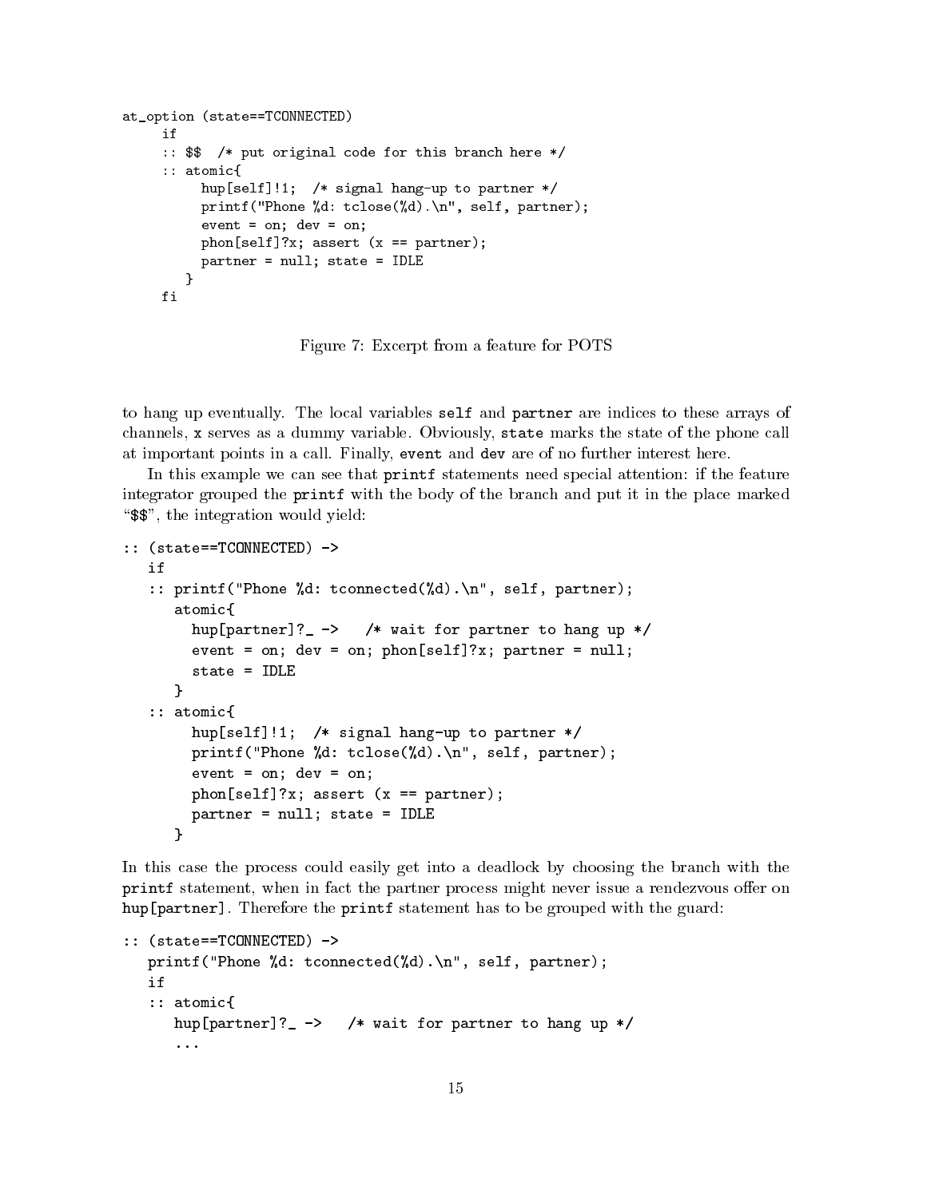```
at_option (state==TCONNECTED)
     if
     :: $$  /* put original code for this branch here */
     :: atomic{
          hup[self]!1;  /* signal hang-up to partner */
          printf("Phone %d: tclose(%d).\n", self, partner);
          event = on; dev = on;
          phon[self]?x; assert (x == partner);
          partner = null; state = IDLE
        }
     fi
```

Figure 7: Excerpt from a feature for POTS

to hang up eventually. The local variables `self` and `partner` are indices to these arrays of channels, `x` serves as a dummy variable. Obviously, `state` marks the state of the phone call at important points in a call. Finally, `event` and `dev` are of no further interest here.

In this example we can see that `printf` statements need special attention: if the feature integrator grouped the `printf` with the body of the branch and put it in the place marked "$$", the integration would yield:

```
:: (state==TCONNECTED) ->
   if
   :: printf("Phone %d: tconnected(%d).\n", self, partner);
      atomic{
        hup[partner]?_ ->   /* wait for partner to hang up */
        event = on; dev = on; phon[self]?x; partner = null;
        state = IDLE
      }
   :: atomic{
        hup[self]!1;  /* signal hang-up to partner */
        printf("Phone %d: tclose(%d).\n", self, partner);
        event = on; dev = on;
        phon[self]?x; assert (x == partner);
        partner = null; state = IDLE
      }
```

In this case the process could easily get into a deadlock by choosing the branch with the `printf` statement, when in fact the partner process might never issue a rendezvous offer on `hup[partner]`. Therefore the `printf` statement has to be grouped with the guard:

```
:: (state==TCONNECTED) ->
   printf("Phone %d: tconnected(%d).\n", self, partner);
   if
   :: atomic{
      hup[partner]?_ ->   /* wait for partner to hang up */
      ...
```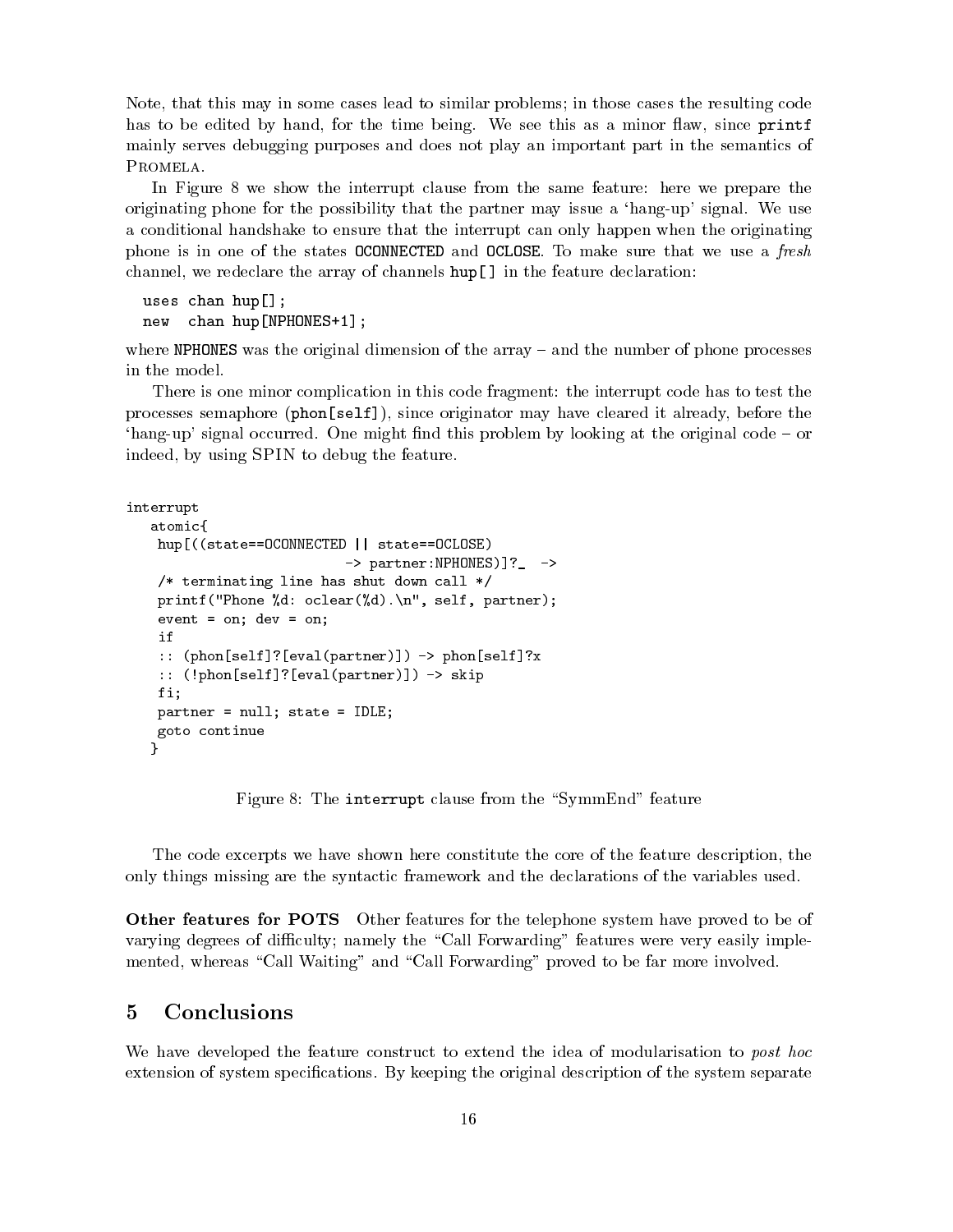Note, that this may in some cases lead to similar problems; in those cases the resulting code has to be edited by hand, for the time being. We see this as a minor flaw, since `printf` mainly serves debugging purposes and does not play an important part in the semantics of PROMELA.

In Figure 8 we show the interrupt clause from the same feature: here we prepare the originating phone for the possibility that the partner may issue a 'hang-up' signal. We use a conditional handshake to ensure that the interrupt can only happen when the originating phone is in one of the states `OCONNECTED` and `OCLOSE`. To make sure that we use a *fresh* channel, we redeclare the array of channels `hup[]` in the feature declaration:

```
uses chan hup[];
new  chan hup[NPHONES+1];
```

where `NPHONES` was the original dimension of the array – and the number of phone processes in the model.

There is one minor complication in this code fragment: the interrupt code has to test the processes semaphore (`phon[self]`), since originator may have cleared it already, before the 'hang-up' signal occurred. One might find this problem by looking at the original code – or indeed, by using SPIN to debug the feature.

```
interrupt
   atomic{
    hup[((state==OCONNECTED || state==OCLOSE)
                          -> partner:NPHONES)]?_  ->
    /* terminating line has shut down call */
    printf("Phone %d: oclear(%d).\n", self, partner);
    event = on; dev = on;
    if
    :: (phon[self]?[eval(partner)]) -> phon[self]?x
    :: (!phon[self]?[eval(partner)]) -> skip
    fi;
    partner = null; state = IDLE;
    goto continue
   }
```

Figure 8: The `interrupt` clause from the "SymmEnd" feature

The code excerpts we have shown here constitute the core of the feature description, the only things missing are the syntactic framework and the declarations of the variables used.

**Other features for POTS** Other features for the telephone system have proved to be of varying degrees of difficulty; namely the "Call Forwarding" features were very easily implemented, whereas "Call Waiting" and "Call Forwarding" proved to be far more involved.

## 5 Conclusions

We have developed the feature construct to extend the idea of modularisation to *post hoc* extension of system specifications. By keeping the original description of the system separate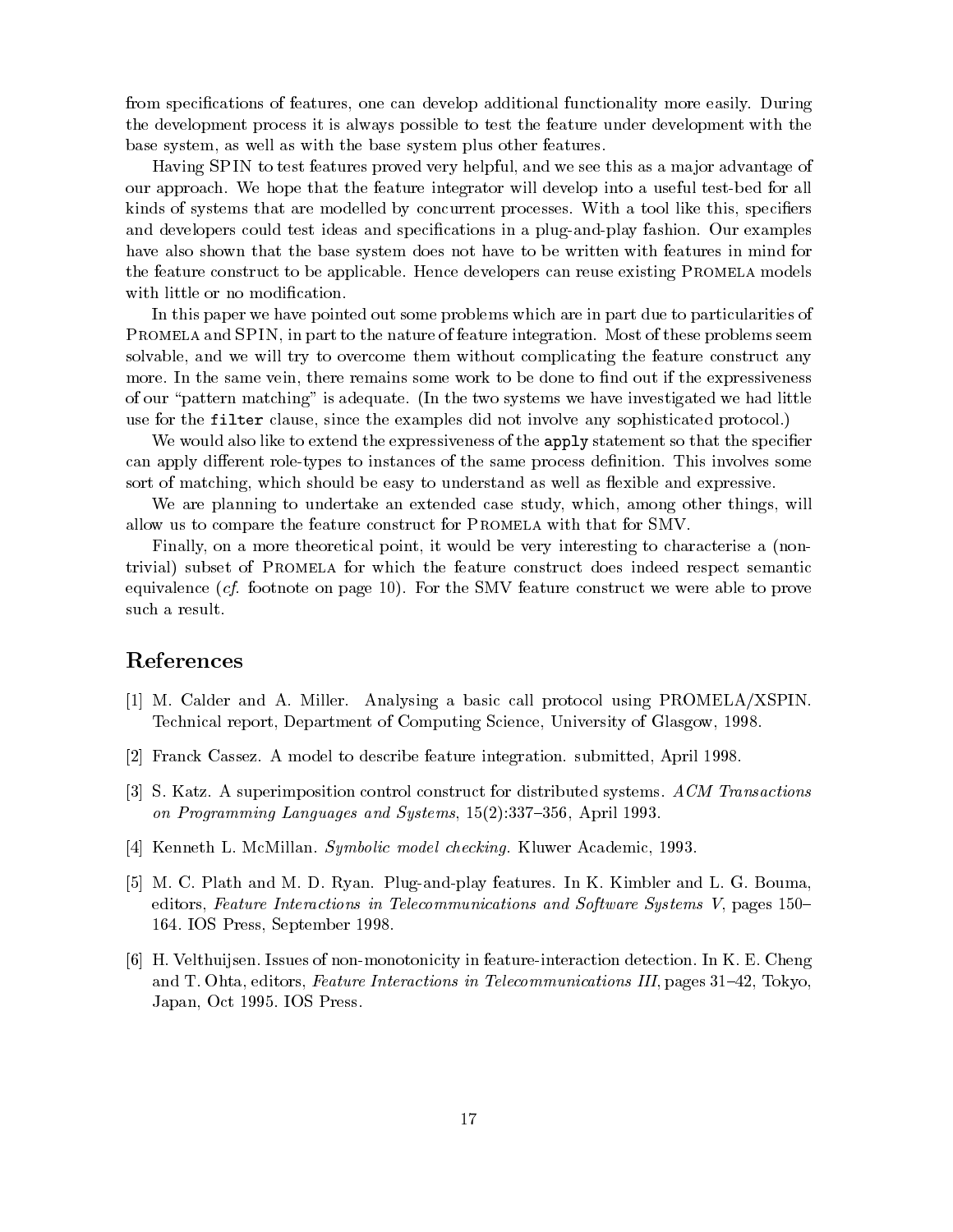from specifications of features, one can develop additional functionality more easily. During the development process it is always possible to test the feature under development with the base system, as well as with the base system plus other features.

Having SPIN to test features proved very helpful, and we see this as a major advantage of our approach. We hope that the feature integrator will develop into a useful test-bed for all kinds of systems that are modelled by concurrent processes. With a tool like this, specifiers and developers could test ideas and specifications in a plug-and-play fashion. Our examples have also shown that the base system does not have to be written with features in mind for the feature construct to be applicable. Hence developers can reuse existing Promela models with little or no modification.

In this paper we have pointed out some problems which are in part due to particularities of Promela and SPIN, in part to the nature of feature integration. Most of these problems seem solvable, and we will try to overcome them without complicating the feature construct any more. In the same vein, there remains some work to be done to find out if the expressiveness of our "pattern matching" is adequate. (In the two systems we have investigated we had little use for the `filter` clause, since the examples did not involve any sophisticated protocol.)

We would also like to extend the expressiveness of the `apply` statement so that the specifier can apply different role-types to instances of the same process definition. This involves some sort of matching, which should be easy to understand as well as flexible and expressive.

We are planning to undertake an extended case study, which, among other things, will allow us to compare the feature construct for Promela with that for SMV.

Finally, on a more theoretical point, it would be very interesting to characterise a (non-trivial) subset of Promela for which the feature construct does indeed respect semantic equivalence (*cf.* footnote on page 10). For the SMV feature construct we were able to prove such a result.

## References

[1] M. Calder and A. Miller. Analysing a basic call protocol using PROMELA/XSPIN. Technical report, Department of Computing Science, University of Glasgow, 1998.

[2] Franck Cassez. A model to describe feature integration. submitted, April 1998.

[3] S. Katz. A superimposition control construct for distributed systems. *ACM Transactions on Programming Languages and Systems*, 15(2):337–356, April 1993.

[4] Kenneth L. McMillan. *Symbolic model checking*. Kluwer Academic, 1993.

[5] M. C. Plath and M. D. Ryan. Plug-and-play features. In K. Kimbler and L. G. Bouma, editors, *Feature Interactions in Telecommunications and Software Systems V*, pages 150–164. IOS Press, September 1998.

[6] H. Velthuijsen. Issues of non-monotonicity in feature-interaction detection. In K. E. Cheng and T. Ohta, editors, *Feature Interactions in Telecommunications III*, pages 31–42, Tokyo, Japan, Oct 1995. IOS Press.